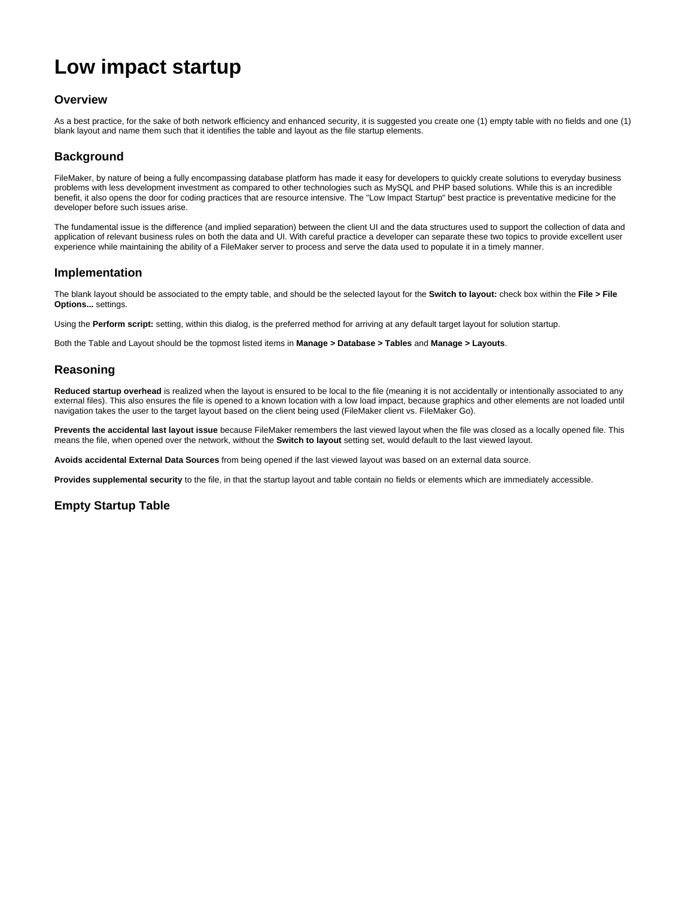# Low impact startup

## Overview

As a best practice, for the sake of both network efficiency and enhanced security, it is suggested you create one (1) empty table with no fields and one (1) blank layout and name them such that it identifies the table and layout as the file startup elements.

## Background

FileMaker, by nature of being a fully encompassing database platform has made it easy for developers to quickly create solutions to everyday business problems with less development investment as compared to other technologies such as MySQL and PHP based solutions. While this is an incredible benefit, it also opens the door for coding practices that are resource intensive. The "Low Impact Startup" best practice is preventative medicine for the developer before such issues arise.

The fundamental issue is the difference (and implied separation) between the client UI and the data structures used to support the collection of data and application of relevant business rules on both the data and UI. With careful practice a developer can separate these two topics to provide excellent user experience while maintaining the ability of a FileMaker server to process and serve the data used to populate it in a timely manner.

## Implementation

The blank layout should be associated to the empty table, and should be the selected layout for the **Switch to layout:** check box within the **File > File Options...** settings.

Using the **Perform script:** setting, within this dialog, is the preferred method for arriving at any default target layout for solution startup.

Both the Table and Layout should be the topmost listed items in **Manage > Database > Tables** and **Manage > Layouts**.

## Reasoning

**Reduced startup overhead** is realized when the layout is ensured to be local to the file (meaning it is not accidentally or intentionally associated to any external files). This also ensures the file is opened to a known location with a low load impact, because graphics and other elements are not loaded until navigation takes the user to the target layout based on the client being used (FileMaker client vs. FileMaker Go).

**Prevents the accidental last layout issue** because FileMaker remembers the last viewed layout when the file was closed as a locally opened file. This means the file, when opened over the network, without the **Switch to layout** setting set, would default to the last viewed layout.

**Avoids accidental External Data Sources** from being opened if the last viewed layout was based on an external data source.

**Provides supplemental security** to the file, in that the startup layout and table contain no fields or elements which are immediately accessible.

## Empty Startup Table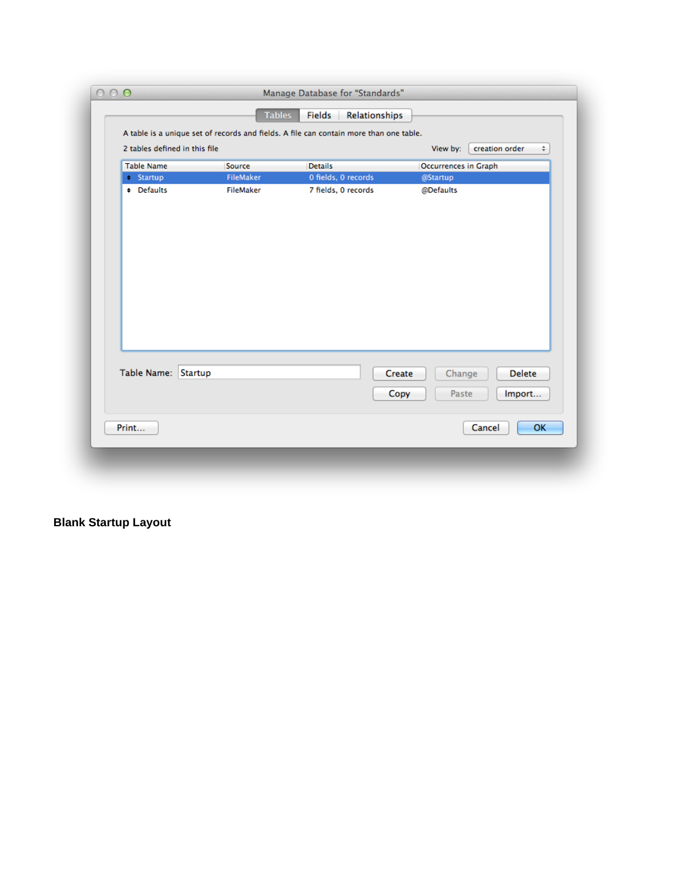Manage Database for "Standards"

Tables | Fields | Relationships

A table is a unique set of records and fields. A file can contain more than one table.

2 tables defined in this file

View by: creation order

| Table Name | Source | Details | Occurrences in Graph |
|---|---|---|---|
| Startup | FileMaker | 0 fields, 0 records | @Startup |
| Defaults | FileMaker | 7 fields, 0 records | @Defaults |

Table Name: Startup

Create | Change | Delete

Copy | Paste | Import…

Print… | Cancel | OK

**Blank Startup Layout**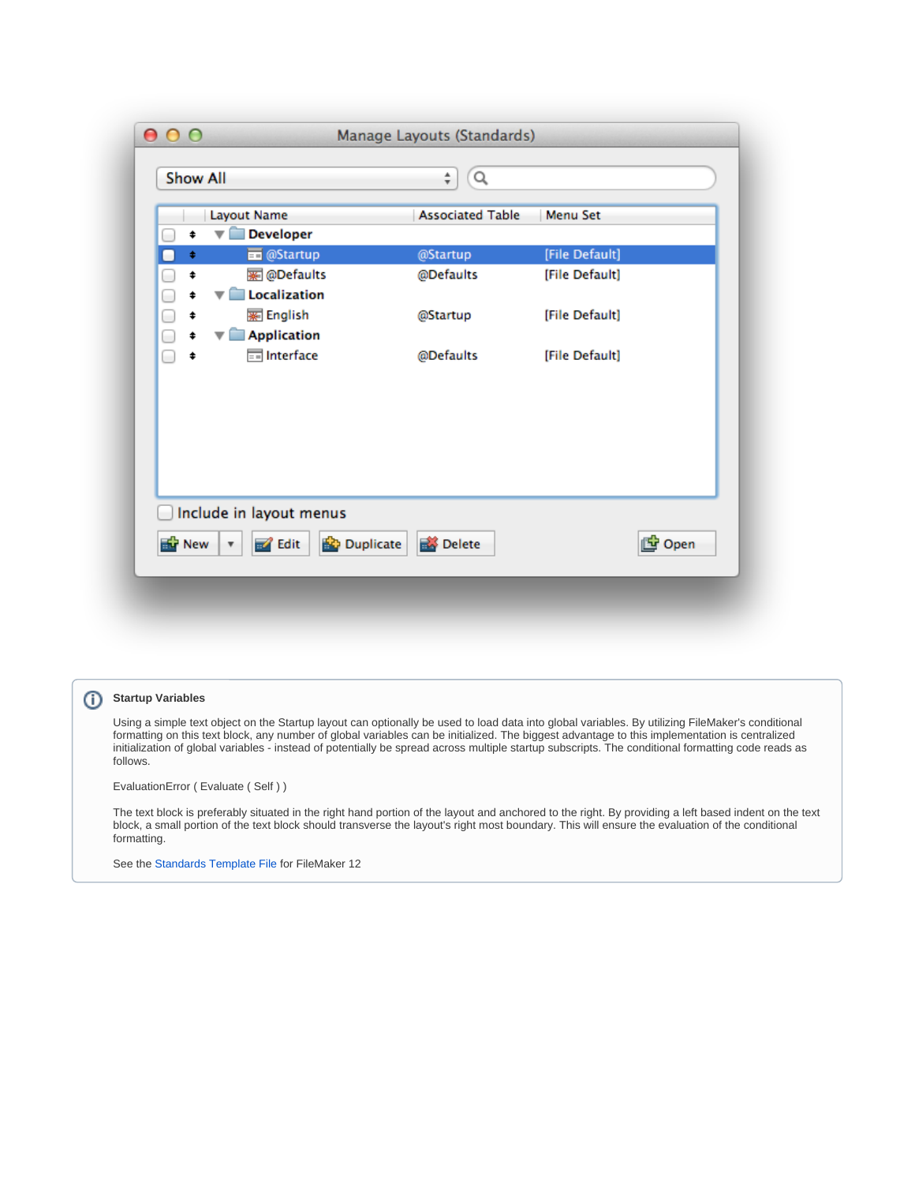**Startup Variables**

Using a simple text object on the Startup layout can optionally be used to load data into global variables. By utilizing FileMaker's conditional formatting on this text block, any number of global variables can be initialized. The biggest advantage to this implementation is centralized initialization of global variables - instead of potentially be spread across multiple startup subscripts. The conditional formatting code reads as follows.

EvaluationError ( Evaluate ( Self ) )

The text block is preferably situated in the right hand portion of the layout and anchored to the right. By providing a left based indent on the text block, a small portion of the text block should transverse the layout's right most boundary. This will ensure the evaluation of the conditional formatting.

See the Standards Template File for FileMaker 12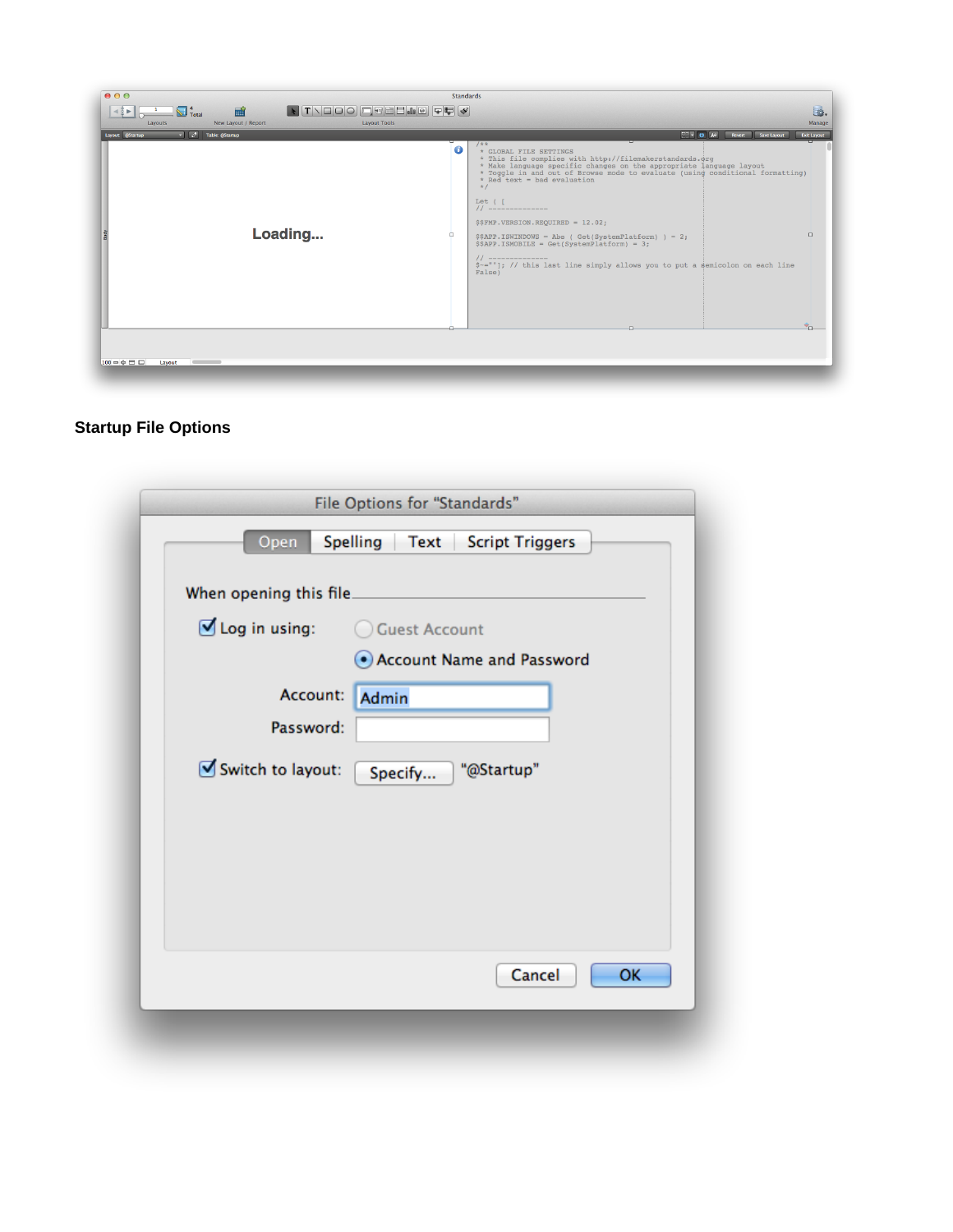**Startup File Options**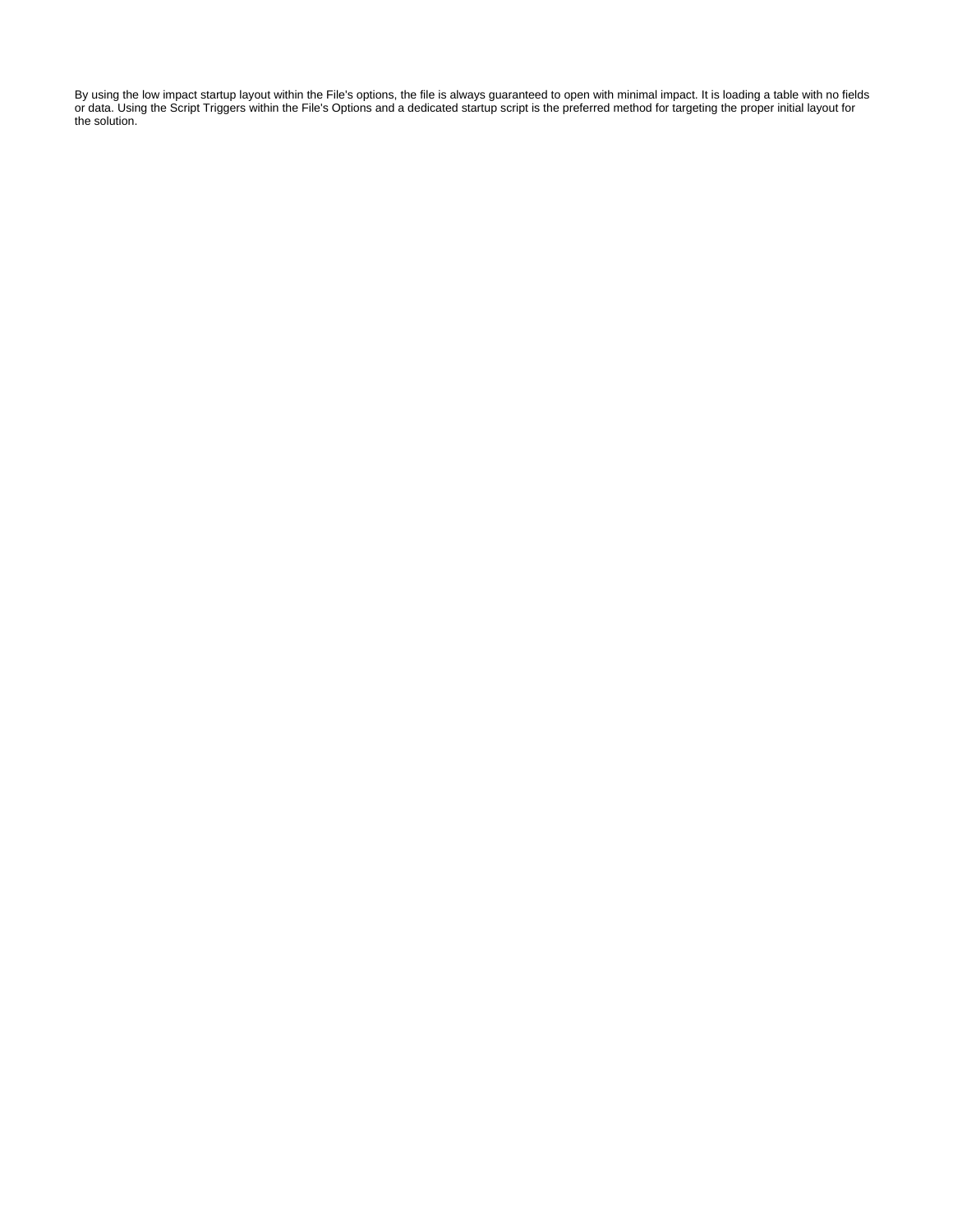By using the low impact startup layout within the File's options, the file is always guaranteed to open with minimal impact. It is loading a table with no fields or data. Using the Script Triggers within the File's Options and a dedicated startup script is the preferred method for targeting the proper initial layout for the solution.